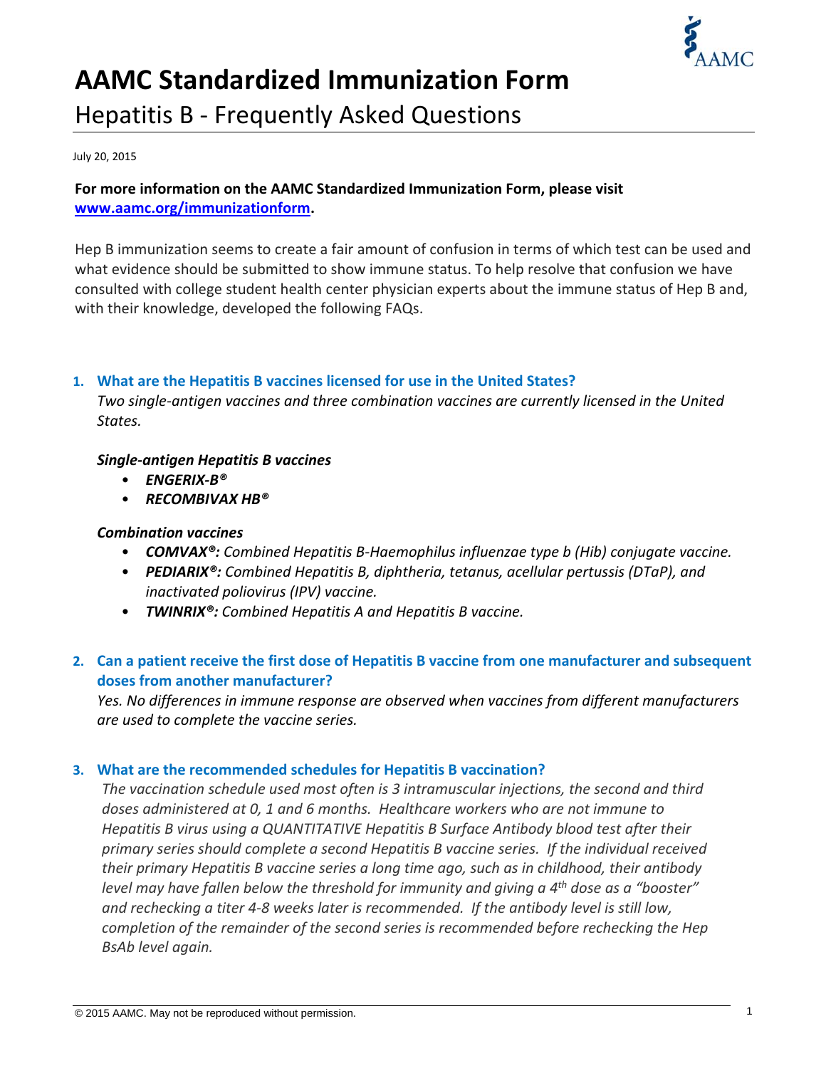# AAMC Standardized Immunization Form

## Hepatitis B - Frequently Asked Questions

July 20, 2015

**For more information on the AAMC Standardized Immunization Form, please visit [www.aamc.org/immunizationform](www.aamc.org/immunizationform).**

Hep B immunization seems to create a fair amount of confusion in terms of which test can be used and what evidence should be submitted to show immune status. To help resolve that confusion we have consulted with college student health center physician experts about the immune status of Hep B and, with their knowledge, developed the following FAQs.

### 1. What are the Hepatitis B vaccines licensed for use in the United States?

*Two single-antigen vaccines and three combination vaccines are currently licensed in the United States.*

***Single-antigen Hepatitis B vaccines***

- ***ENGERIX-B®***
- ***RECOMBIVAX HB®***

***Combination vaccines***

- ***COMVAX®:** Combined Hepatitis B-Haemophilus influenzae type b (Hib) conjugate vaccine.*
- ***PEDIARIX®:** Combined Hepatitis B, diphtheria, tetanus, acellular pertussis (DTaP), and inactivated poliovirus (IPV) vaccine.*
- ***TWINRIX®:** Combined Hepatitis A and Hepatitis B vaccine.*

### 2. Can a patient receive the first dose of Hepatitis B vaccine from one manufacturer and subsequent doses from another manufacturer?

*Yes. No differences in immune response are observed when vaccines from different manufacturers are used to complete the vaccine series.*

### 3. What are the recommended schedules for Hepatitis B vaccination?

*The vaccination schedule used most often is 3 intramuscular injections, the second and third doses administered at 0, 1 and 6 months. Healthcare workers who are not immune to Hepatitis B virus using a QUANTITATIVE Hepatitis B Surface Antibody blood test after their primary series should complete a second Hepatitis B vaccine series. If the individual received their primary Hepatitis B vaccine series a long time ago, such as in childhood, their antibody level may have fallen below the threshold for immunity and giving a 4th dose as a "booster" and rechecking a titer 4-8 weeks later is recommended. If the antibody level is still low, completion of the remainder of the second series is recommended before rechecking the Hep BsAb level again.*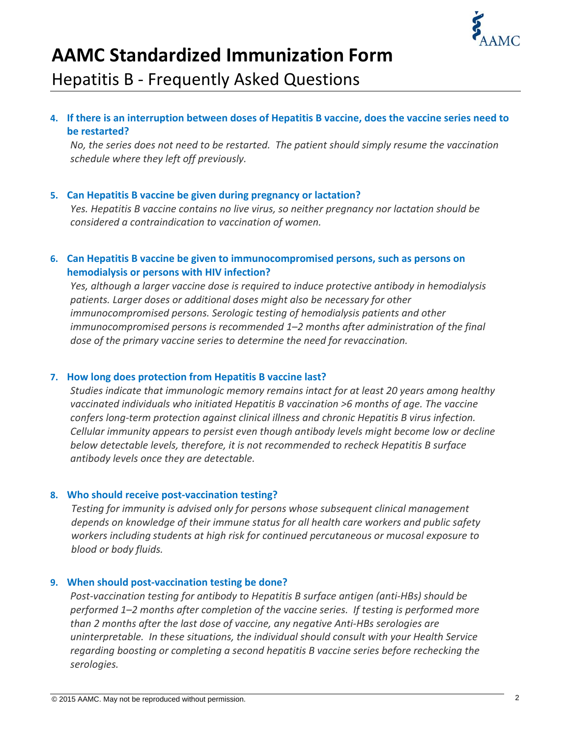# AAMC Standardized Immunization Form

## Hepatitis B - Frequently Asked Questions

4. **If there is an interruption between doses of Hepatitis B vaccine, does the vaccine series need to be restarted?**

   *No, the series does not need to be restarted. The patient should simply resume the vaccination schedule where they left off previously.*

5. **Can Hepatitis B vaccine be given during pregnancy or lactation?**

   *Yes. Hepatitis B vaccine contains no live virus, so neither pregnancy nor lactation should be considered a contraindication to vaccination of women.*

6. **Can Hepatitis B vaccine be given to immunocompromised persons, such as persons on hemodialysis or persons with HIV infection?**

   *Yes, although a larger vaccine dose is required to induce protective antibody in hemodialysis patients. Larger doses or additional doses might also be necessary for other immunocompromised persons. Serologic testing of hemodialysis patients and other immunocompromised persons is recommended 1–2 months after administration of the final dose of the primary vaccine series to determine the need for revaccination.*

7. **How long does protection from Hepatitis B vaccine last?**

   *Studies indicate that immunologic memory remains intact for at least 20 years among healthy vaccinated individuals who initiated Hepatitis B vaccination >6 months of age. The vaccine confers long-term protection against clinical illness and chronic Hepatitis B virus infection. Cellular immunity appears to persist even though antibody levels might become low or decline below detectable levels, therefore, it is not recommended to recheck Hepatitis B surface antibody levels once they are detectable.*

8. **Who should receive post-vaccination testing?**

   *Testing for immunity is advised only for persons whose subsequent clinical management depends on knowledge of their immune status for all health care workers and public safety workers including students at high risk for continued percutaneous or mucosal exposure to blood or body fluids.*

9. **When should post-vaccination testing be done?**

   *Post-vaccination testing for antibody to Hepatitis B surface antigen (anti-HBs) should be performed 1–2 months after completion of the vaccine series. If testing is performed more than 2 months after the last dose of vaccine, any negative Anti-HBs serologies are uninterpretable. In these situations, the individual should consult with your Health Service regarding boosting or completing a second hepatitis B vaccine series before rechecking the serologies.*

© 2015 AAMC. May not be reproduced without permission.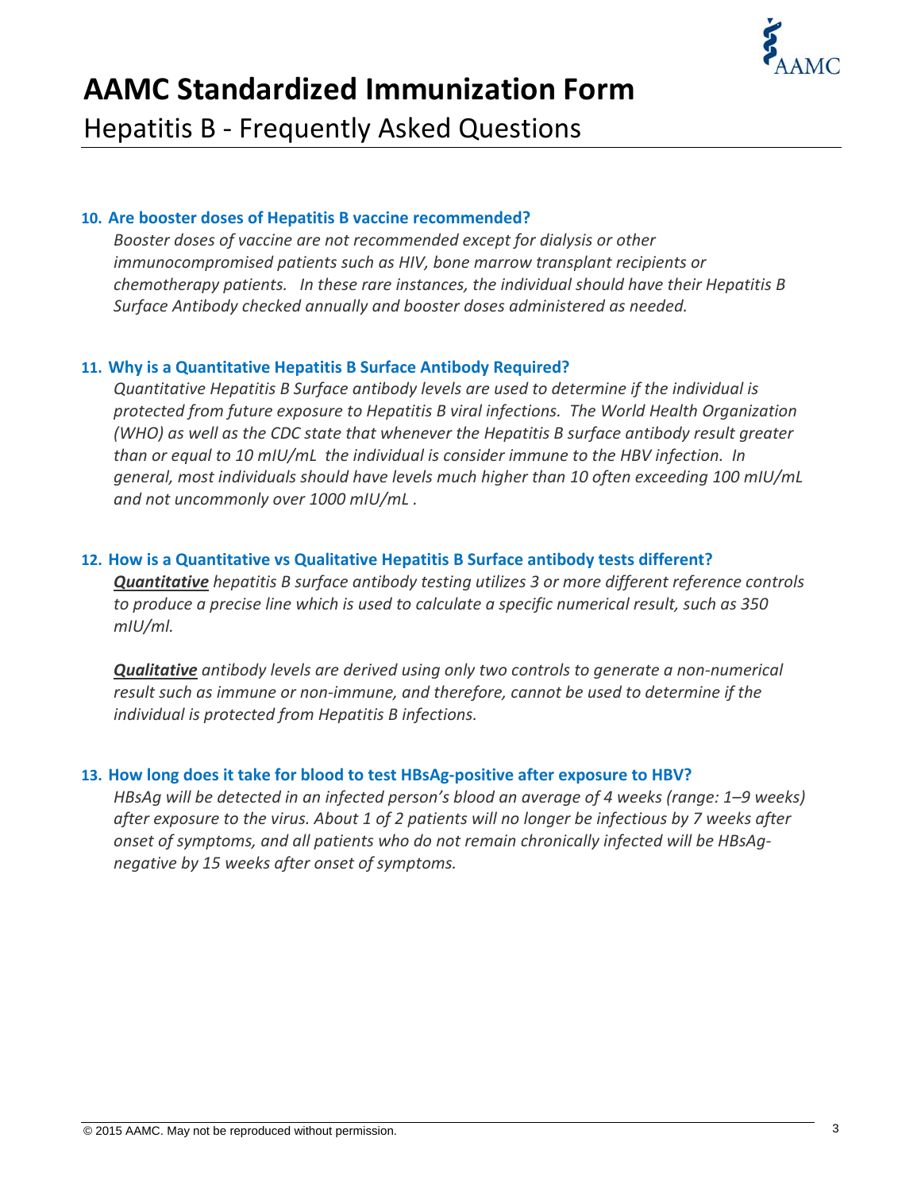# AAMC Standardized Immunization Form

## Hepatitis B - Frequently Asked Questions

### 10. Are booster doses of Hepatitis B vaccine recommended?

*Booster doses of vaccine are not recommended except for dialysis or other immunocompromised patients such as HIV, bone marrow transplant recipients or chemotherapy patients. In these rare instances, the individual should have their Hepatitis B Surface Antibody checked annually and booster doses administered as needed.*

### 11. Why is a Quantitative Hepatitis B Surface Antibody Required?

*Quantitative Hepatitis B Surface antibody levels are used to determine if the individual is protected from future exposure to Hepatitis B viral infections. The World Health Organization (WHO) as well as the CDC state that whenever the Hepatitis B surface antibody result greater than or equal to 10 mIU/mL the individual is consider immune to the HBV infection. In general, most individuals should have levels much higher than 10 often exceeding 100 mIU/mL and not uncommonly over 1000 mIU/mL .*

### 12. How is a Quantitative vs Qualitative Hepatitis B Surface antibody tests different?

***Quantitative*** *hepatitis B surface antibody testing utilizes 3 or more different reference controls to produce a precise line which is used to calculate a specific numerical result, such as 350 mIU/ml.*

***Qualitative*** *antibody levels are derived using only two controls to generate a non-numerical result such as immune or non-immune, and therefore, cannot be used to determine if the individual is protected from Hepatitis B infections.*

### 13. How long does it take for blood to test HBsAg-positive after exposure to HBV?

*HBsAg will be detected in an infected person's blood an average of 4 weeks (range: 1–9 weeks) after exposure to the virus. About 1 of 2 patients will no longer be infectious by 7 weeks after onset of symptoms, and all patients who do not remain chronically infected will be HBsAg-negative by 15 weeks after onset of symptoms.*

© 2015 AAMC. May not be reproduced without permission.